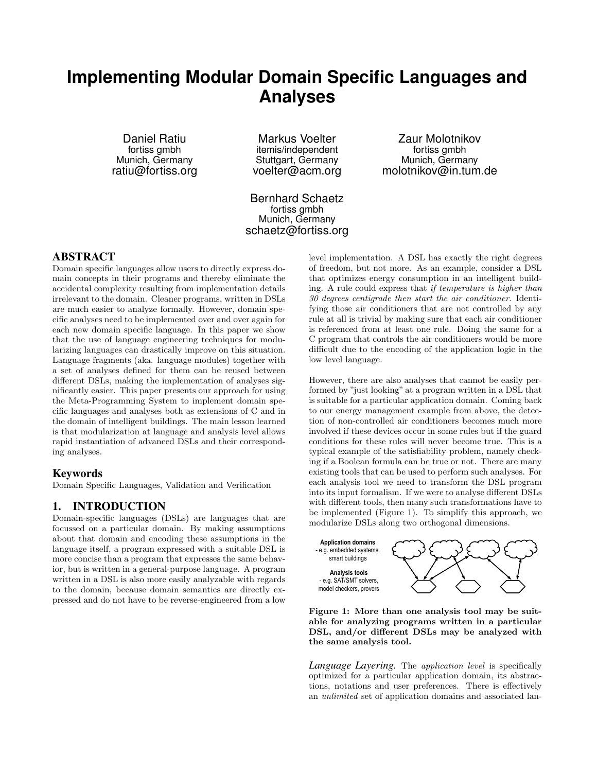# Implementing Modular Domain Specific Languages and Analyses

Daniel Ratiu
fortiss gmbh
Munich, Germany
ratiu@fortiss.org

Markus Voelter
itemis/independent
Stuttgart, Germany
voelter@acm.org

Zaur Molotnikov
fortiss gmbh
Munich, Germany
molotnikov@in.tum.de

Bernhard Schaetz
fortiss gmbh
Munich, Germany
schaetz@fortiss.org

## ABSTRACT

Domain specific languages allow users to directly express domain concepts in their programs and thereby eliminate the accidental complexity resulting from implementation details irrelevant to the domain. Cleaner programs, written in DSLs are much easier to analyze formally. However, domain specific analyses need to be implemented over and over again for each new domain specific language. In this paper we show that the use of language engineering techniques for modularizing languages can drastically improve on this situation. Language fragments (aka. language modules) together with a set of analyses defined for them can be reused between different DSLs, making the implementation of analyses significantly easier. This paper presents our approach for using the Meta-Programming System to implement domain specific languages and analyses both as extensions of C and in the domain of intelligent buildings. The main lesson learned is that modularization at language and analysis level allows rapid instantiation of advanced DSLs and their corresponding analyses.

### Keywords

Domain Specific Languages, Validation and Verification

## 1. INTRODUCTION

Domain-specific languages (DSLs) are languages that are focussed on a particular domain. By making assumptions about that domain and encoding these assumptions in the language itself, a program expressed with a suitable DSL is more concise than a program that expresses the same behavior, but is written in a general-purpose language. A program written in a DSL is also more easily analyzable with regards to the domain, because domain semantics are directly expressed and do not have to be reverse-engineered from a low level implementation. A DSL has exactly the right degrees of freedom, but not more. As an example, consider a DSL that optimizes energy consumption in an intelligent building. A rule could express that *if temperature is higher than 30 degrees centigrade then start the air conditioner*. Identifying those air conditioners that are not controlled by any rule at all is trivial by making sure that each air conditioner is referenced from at least one rule. Doing the same for a C program that controls the air conditioners would be more difficult due to the encoding of the application logic in the low level language.

However, there are also analyses that cannot be easily performed by "just looking" at a program written in a DSL that is suitable for a particular application domain. Coming back to our energy management example from above, the detection of non-controlled air conditioners becomes much more involved if these devices occur in some rules but if the guard conditions for these rules will never become true. This is a typical example of the satisfiability problem, namely checking if a Boolean formula can be true or not. There are many existing tools that can be used to perform such analyses. For each analysis tool we need to transform the DSL program into its input formalism. If we were to analyse different DSLs with different tools, then many such transformations have to be implemented (Figure 1). To simplify this approach, we modularize DSLs along two orthogonal dimensions.

Application domains
- e.g. embedded systems, smart buildings

Analysis tools
- e.g. SAT/SMT solvers, model checkers, provers

**Figure 1: More than one analysis tool may be suitable for analyzing programs written in a particular DSL, and/or different DSLs may be analyzed with the same analysis tool.**

*Language Layering.* The *application level* is specifically optimized for a particular application domain, its abstractions, notations and user preferences. There is effectively an *unlimited* set of application domains and associated lan-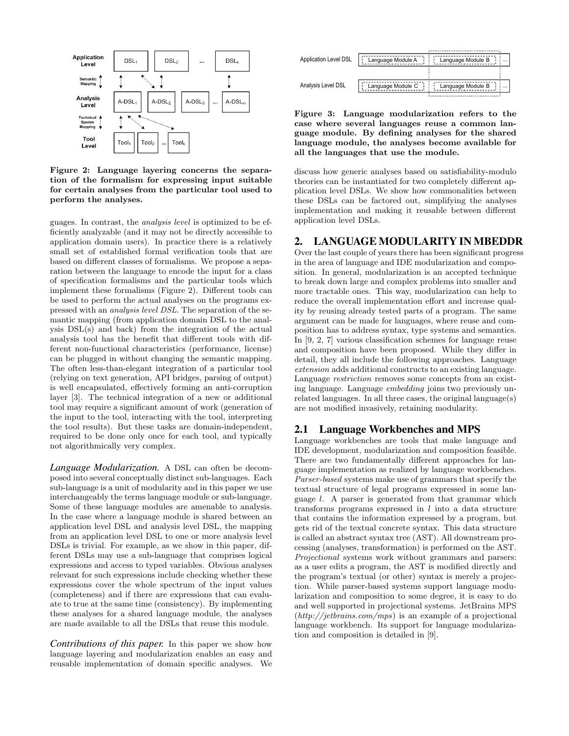Application Level

DSL$_1$ DSL$_2$ ... DSL$_n$

Semantic Mapping

Analysis Level

A-DSL$_1$ A-DSL$_2$ A-DSL$_3$ ... A-DSL$_m$

Technical Spaces Mapping

Tool Level

Tool$_1$ Tool$_2$ ... Tool$_k$

**Figure 2: Language layering concerns the separation of the formalism for expressing input suitable for certain analyses from the particular tool used to perform the analyses.**

guages. In contrast, the *analysis level* is optimized to be efficiently analyzable (and it may not be directly accessible to application domain users). In practice there is a relatively small set of established formal verification tools that are based on different classes of formalisms. We propose a separation between the language to encode the input for a class of specification formalisms and the particular tools which implement these formalisms (Figure 2). Different tools can be used to perform the actual analyses on the programs expressed with an *analysis level DSL*. The separation of the semantic mapping (from application domain DSL to the analysis DSL(s) and back) from the integration of the actual analysis tool has the benefit that different tools with different non-functional characteristics (performance, license) can be plugged in without changing the semantic mapping. The often less-than-elegant integration of a particular tool (relying on text generation, API bridges, parsing of output) is well encapsulated, effectively forming an anti-corruption layer [3]. The technical integration of a new or additional tool may require a significant amount of work (generation of the input to the tool, interacting with the tool, interpreting the tool results). But these tasks are domain-independent, required to be done only once for each tool, and typically not algorithmically very complex.

***Language Modularization.*** A DSL can often be decomposed into several conceptually distinct sub-languages. Each sub-language is a unit of modularity and in this paper we use interchangeably the terms language module or sub-language. Some of these language modules are amenable to analysis. In the case where a language module is shared between an application level DSL and analysis level DSL, the mapping from an application level DSL to one or more analysis level DSLs is trivial. For example, as we show in this paper, different DSLs may use a sub-language that comprises logical expressions and access to typed variables. Obvious analyses relevant for such expressions include checking whether these expressions cover the whole spectrum of the input values (completeness) and if there are expressions that can evaluate to true at the same time (consistency). By implementing these analyses for a shared language module, the analyses are made available to all the DSLs that reuse this module.

***Contributions of this paper.*** In this paper we show how language layering and modularization enables an easy and reusable implementation of domain specific analyses. We discuss how generic analyses based on satisfiability-modulo theories can be instantiated for two completely different application level DSLs. We show how commonalities between these DSLs can be factored out, simplifying the analyses implementation and making it reusable between different application level DSLs.

Application Level DSL: Language Module A, Language Module B, ...

Analysis Level DSL: Language Module C, Language Module B, ...

**Figure 3: Language modularization refers to the case where several languages reuse a common language module. By defining analyses for the shared language module, the analyses become available for all the languages that use the module.**

## 2. LANGUAGE MODULARITY IN MBEDDR

Over the last couple of years there has been significant progress in the area of language and IDE modularization and composition. In general, modularization is an accepted technique to break down large and complex problems into smaller and more tractable ones. This way, modularization can help to reduce the overall implementation effort and increase quality by reusing already tested parts of a program. The same argument can be made for languages, where reuse and composition has to address syntax, type systems and semantics. In [9, 2, 7] various classification schemes for language reuse and composition have been proposed. While they differ in detail, they all include the following approaches. Language *extension* adds additional constructs to an existing language. Language *restriction* removes some concepts from an existing language. Language *embedding* joins two previously unrelated languages. In all three cases, the original language(s) are not modified invasively, retaining modularity.

### 2.1 Language Workbenches and MPS

Language workbenches are tools that make language and IDE development, modularization and composition feasible. There are two fundamentally different approaches for language implementation as realized by language workbenches. *Parser-based* systems make use of grammars that specify the textual structure of legal programs expressed in some language $l$. A parser is generated from that grammar which transforms programs expressed in $l$ into a data structure that contains the information expressed by a program, but gets rid of the textual concrete syntax. This data structure is called an abstract syntax tree (AST). All downstream processing (analyses, transformation) is performed on the AST. *Projectional* systems work without grammars and parsers: as a user edits a program, the AST is modified directly and the program's textual (or other) syntax is merely a projection. While parser-based systems support language modularization and composition to some degree, it is easy to do and well supported in projectional systems. JetBrains MPS (*http://jetbrains.com/mps*) is an example of a projectional language workbench. Its support for language modularization and composition is detailed in [9].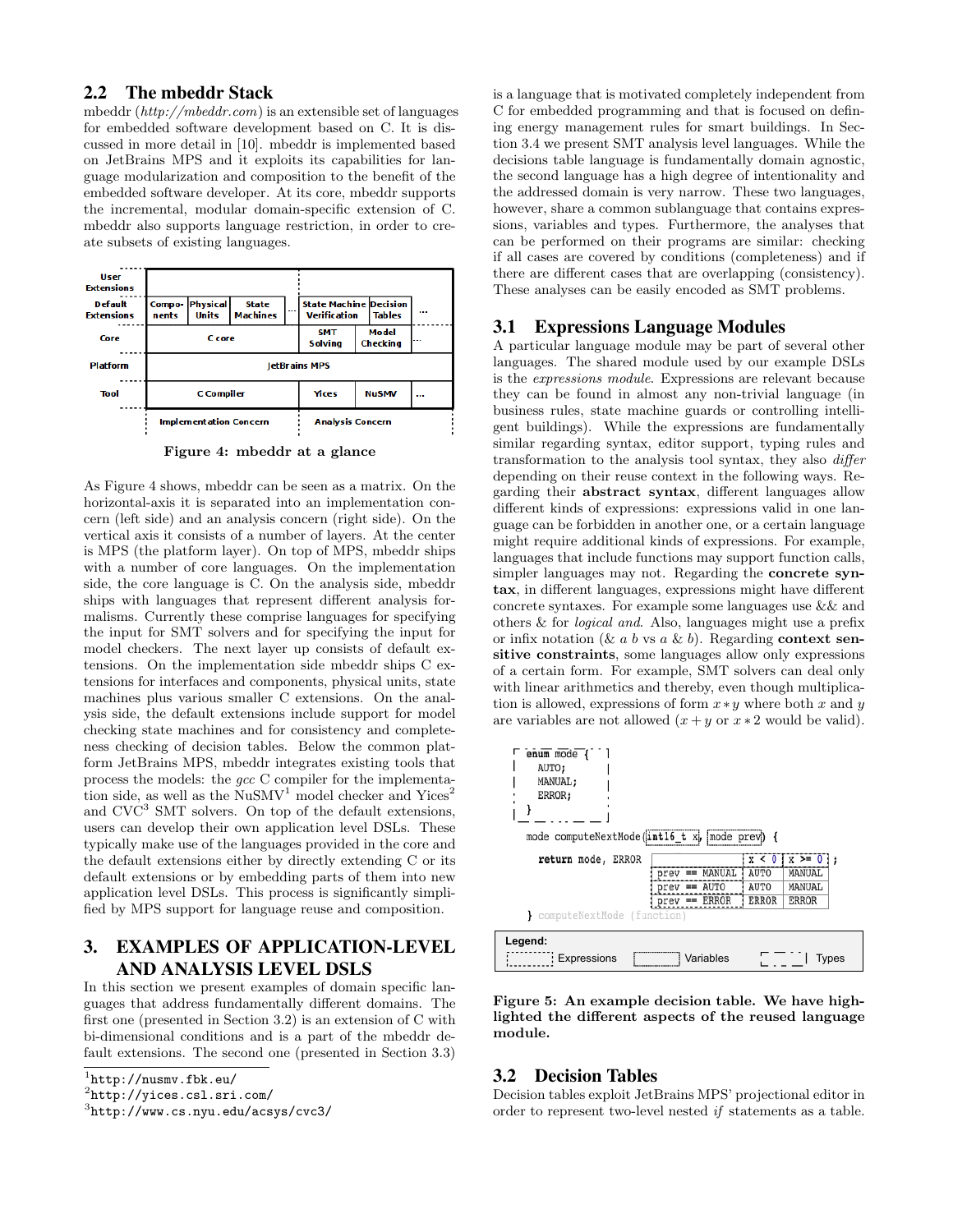## 2.2 The mbeddr Stack

mbeddr (*http://mbeddr.com*) is an extensible set of languages for embedded software development based on C. It is discussed in more detail in [10]. mbeddr is implemented based on JetBrains MPS and it exploits its capabilities for language modularization and composition to the benefit of the embedded software developer. At its core, mbeddr supports the incremental, modular domain-specific extension of C. mbeddr also supports language restriction, in order to create subsets of existing languages.

User Extensions

Default Extensions: Components, Physical Units, State Machines, ..., State Machine Verification, Decision Tables, ...

Core: C core, SMT Solving, Model Checking, ...

Platform: JetBrains MPS

Tool: C Compiler, Yices, NuSMV, ...

Implementation Concern, Analysis Concern

**Figure 4: mbeddr at a glance**

As Figure 4 shows, mbeddr can be seen as a matrix. On the horizontal-axis it is separated into an implementation concern (left side) and an analysis concern (right side). On the vertical axis it consists of a number of layers. At the center is MPS (the platform layer). On top of MPS, mbeddr ships with a number of core languages. On the implementation side, the core language is C. On the analysis side, mbeddr ships with languages that represent different analysis formalisms. Currently these comprise languages for specifying the input for SMT solvers and for specifying the input for model checkers. The next layer up consists of default extensions. On the implementation side mbeddr ships C extensions for interfaces and components, physical units, state machines plus various smaller C extensions. On the analysis side, the default extensions include support for model checking state machines and for consistency and completeness checking of decision tables. Below the common platform JetBrains MPS, mbeddr integrates existing tools that process the models: the *gcc* C compiler for the implementation side, as well as the NuSMV[1] model checker and Yices[2] and CVC[3] SMT solvers. On top of the default extensions, users can develop their own application level DSLs. These typically make use of the languages provided in the core and the default extensions either by directly extending C or its default extensions or by embedding parts of them into new application level DSLs. This process is significantly simplified by MPS support for language reuse and composition.

# 3. EXAMPLES OF APPLICATION-LEVEL AND ANALYSIS LEVEL DSLS

In this section we present examples of domain specific languages that address fundamentally different domains. The first one (presented in Section 3.2) is an extension of C with bi-dimensional conditions and is a part of the mbeddr default extensions. The second one (presented in Section 3.3) is a language that is motivated completely independent from C for embedded programming and that is focused on defining energy management rules for smart buildings. In Section 3.4 we present SMT analysis level languages. While the decisions table language is fundamentally domain agnostic, the second language has a high degree of intentionality and the addressed domain is very narrow. These two languages, however, share a common sublanguage that contains expressions, variables and types. Furthermore, the analyses that can be performed on their programs are similar: checking if all cases are covered by conditions (completeness) and if there are different cases that are overlapping (consistency). These analyses can be easily encoded as SMT problems.

## 3.1 Expressions Language Modules

A particular language module may be part of several other languages. The shared module used by our example DSLs is the *expressions module*. Expressions are relevant because they can be found in almost any non-trivial language (in business rules, state machine guards or controlling intelligent buildings). While the expressions are fundamentally similar regarding syntax, editor support, typing rules and transformation to the analysis tool syntax, they also *differ* depending on their reuse context in the following ways. Regarding their **abstract syntax**, different languages allow different kinds of expressions: expressions valid in one language can be forbidden in another one, or a certain language might require additional kinds of expressions. For example, languages that include functions may support function calls, simpler languages may not. Regarding the **concrete syntax**, in different languages, expressions might have different concrete syntaxes. For example some languages use && and others & for *logical and*. Also, languages might use a prefix or infix notation (& *a b* vs *a* & *b*). Regarding **context sensitive constraints**, some languages allow only expressions of a certain form. For example, SMT solvers can deal only with linear arithmetics and thereby, even though multiplication is allowed, expressions of form $x * y$ where both $x$ and $y$ are variables are not allowed ($x + y$ or $x * 2$ would be valid).

```
enum mode {
  AUTO;
  MANUAL;
  ERROR;
}

mode computeNextMode(int16_t x, mode prev) {
  return mode, ERROR
                     | x < 0  | x >= 0 |
    prev == MANUAL   | AUTO   | MANUAL |
    prev == AUTO     | AUTO   | MANUAL |
    prev == ERROR    | ERROR  | ERROR  |
} computeNextMode (function)
```

Legend: Expressions, Variables, Types

**Figure 5: An example decision table. We have highlighted the different aspects of the reused language module.**

## 3.2 Decision Tables

Decision tables exploit JetBrains MPS' projectional editor in order to represent two-level nested *if* statements as a table.

[1] http://nusmv.fbk.eu/

[2] http://yices.csl.sri.com/

[3] http://www.cs.nyu.edu/acsys/cvc3/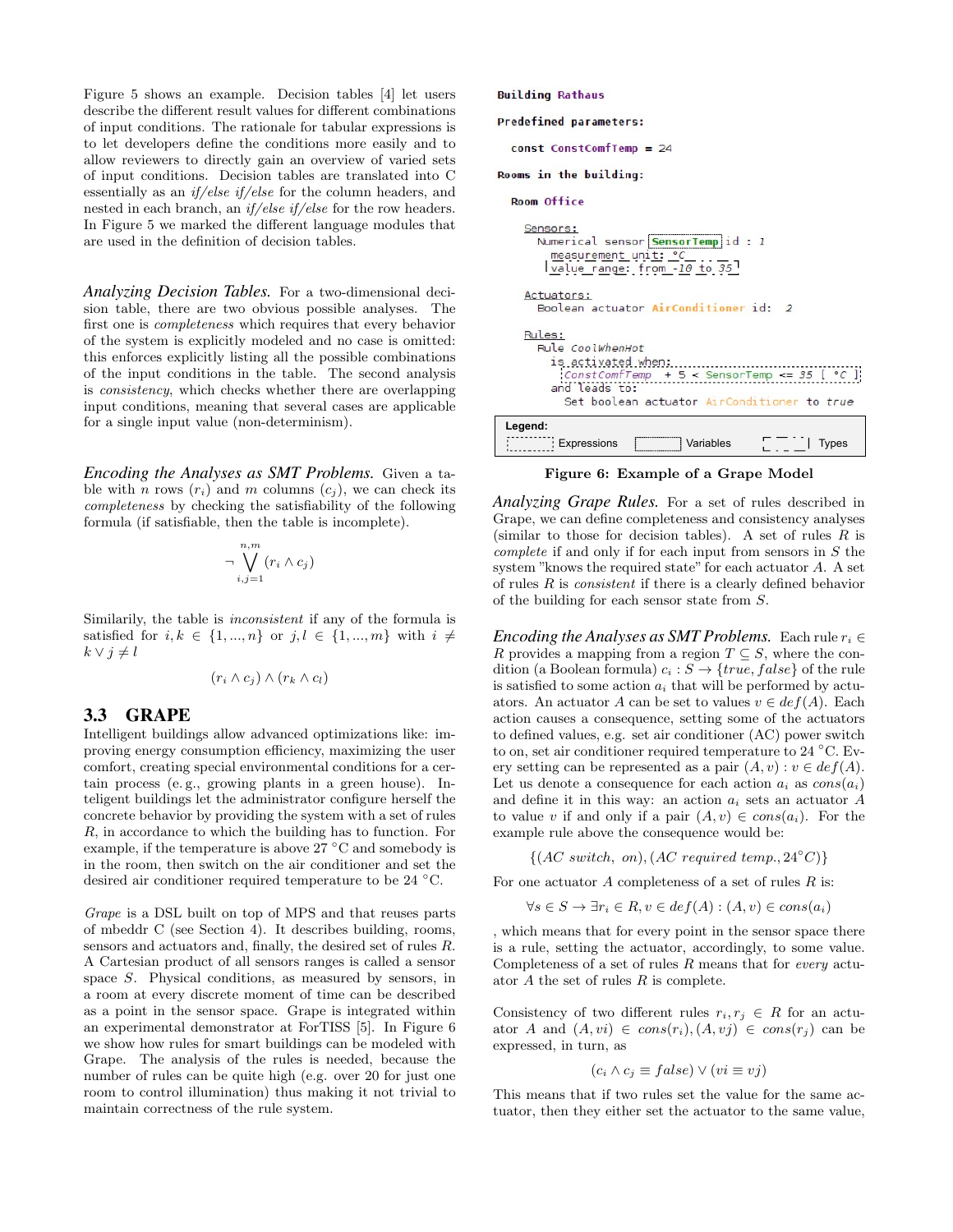Figure 5 shows an example. Decision tables [4] let users describe the different result values for different combinations of input conditions. The rationale for tabular expressions is to let developers define the conditions more easily and to allow reviewers to directly gain an overview of varied sets of input conditions. Decision tables are translated into C essentially as an *if/else if/else* for the column headers, and nested in each branch, an *if/else if/else* for the row headers. In Figure 5 we marked the different language modules that are used in the definition of decision tables.

*Analyzing Decision Tables.* For a two-dimensional decision table, there are two obvious possible analyses. The first one is *completeness* which requires that every behavior of the system is explicitly modeled and no case is omitted: this enforces explicitly listing all the possible combinations of the input conditions in the table. The second analysis is *consistency*, which checks whether there are overlapping input conditions, meaning that several cases are applicable for a single input value (non-determinism).

*Encoding the Analyses as SMT Problems.* Given a table with $n$ rows ($r_i$) and $m$ columns ($c_j$), we can check its *completeness* by checking the satisfiability of the following formula (if satisfiable, then the table is incomplete).

$$\neg \bigvee_{i,j=1}^{n,m} (r_i \wedge c_j)$$

Similarily, the table is *inconsistent* if any of the formula is satisfied for $i, k \in \{1, ..., n\}$ or $j, l \in \{1, ..., m\}$ with $i \neq k \vee j \neq l$

$$(r_i \wedge c_j) \wedge (r_k \wedge c_l)$$

## 3.3 GRAPE

Intelligent buildings allow advanced optimizations like: improving energy consumption efficiency, maximizing the user comfort, creating special environmental conditions for a certain process (e. g., growing plants in a green house). Inteligent buildings let the administrator configure herself the concrete behavior by providing the system with a set of rules $R$, in accordance to which the building has to function. For example, if the temperature is above 27 °C and somebody is in the room, then switch on the air conditioner and set the desired air conditioner required temperature to be 24 °C.

*Grape* is a DSL built on top of MPS and that reuses parts of mbeddr C (see Section 4). It describes building, rooms, sensors and actuators and, finally, the desired set of rules $R$. A Cartesian product of all sensors ranges is called a sensor space $S$. Physical conditions, as measured by sensors, in a room at every discrete moment of time can be described as a point in the sensor space. Grape is integrated within an experimental demonstrator at ForTISS [5]. In Figure 6 we show how rules for smart buildings can be modeled with Grape. The analysis of the rules is needed, because the number of rules can be quite high (e.g. over 20 for just one room to control illumination) thus making it not trivial to maintain correctness of the rule system.

```
Building Rathaus

Predefined parameters:

  const ConstComfTemp = 24

Rooms in the building:

  Room Office

    Sensors:
      Numerical sensor SensorTemp id : 1
        measurement unit: °C
        value range: from -10 to 35

    Actuators:
      Boolean actuator AirConditioner id: 2

    Rules:
      Rule CoolWhenHot
        is activated when:
          ConstComfTemp + 5 < SensorTemp <= 35 [ °C ]
        and leads to:
          Set boolean actuator AirConditioner to true
```

Legend: Expressions, Variables, Types

**Figure 6: Example of a Grape Model**

*Analyzing Grape Rules.* For a set of rules described in Grape, we can define completeness and consistency analyses (similar to those for decision tables). A set of rules $R$ is *complete* if and only if for each input from sensors in $S$ the system "knows the required state" for each actuator $A$. A set of rules $R$ is *consistent* if there is a clearly defined behavior of the building for each sensor state from $S$.

*Encoding the Analyses as SMT Problems.* Each rule $r_i \in R$ provides a mapping from a region $T \subseteq S$, where the condition (a Boolean formula) $c_i : S \rightarrow \{true, false\}$ of the rule is satisfied to some action $a_i$ that will be performed by actuators. An actuator $A$ can be set to values $v \in def(A)$. Each action causes a consequence, setting some of the actuators to defined values, e.g. set air conditioner (AC) power switch to on, set air conditioner required temperature to 24 °C. Every setting can be represented as a pair $(A, v) : v \in def(A)$. Let us denote a consequence for each action $a_i$ as $cons(a_i)$ and define it in this way: an action $a_i$ sets an actuator $A$ to value $v$ if and only if a pair $(A, v) \in cons(a_i)$. For the example rule above the consequence would be:

$$\{(AC\ switch,\ on), (AC\ required\ temp., 24^{\circ}C)\}$$

For one actuator $A$ completeness of a set of rules $R$ is:

$$\forall s \in S \rightarrow \exists r_i \in R, v \in def(A) : (A, v) \in cons(a_i)$$

, which means that for every point in the sensor space there is a rule, setting the actuator, accordingly, to some value. Completeness of a set of rules $R$ means that for *every* actuator $A$ the set of rules $R$ is complete.

Consistency of two different rules $r_i, r_j \in R$ for an actuator $A$ and $(A, vi) \in cons(r_i), (A, vj) \in cons(r_j)$ can be expressed, in turn, as

$$(c_i \wedge c_j \equiv false) \vee (vi \equiv vj)$$

This means that if two rules set the value for the same actuator, then they either set the actuator to the same value,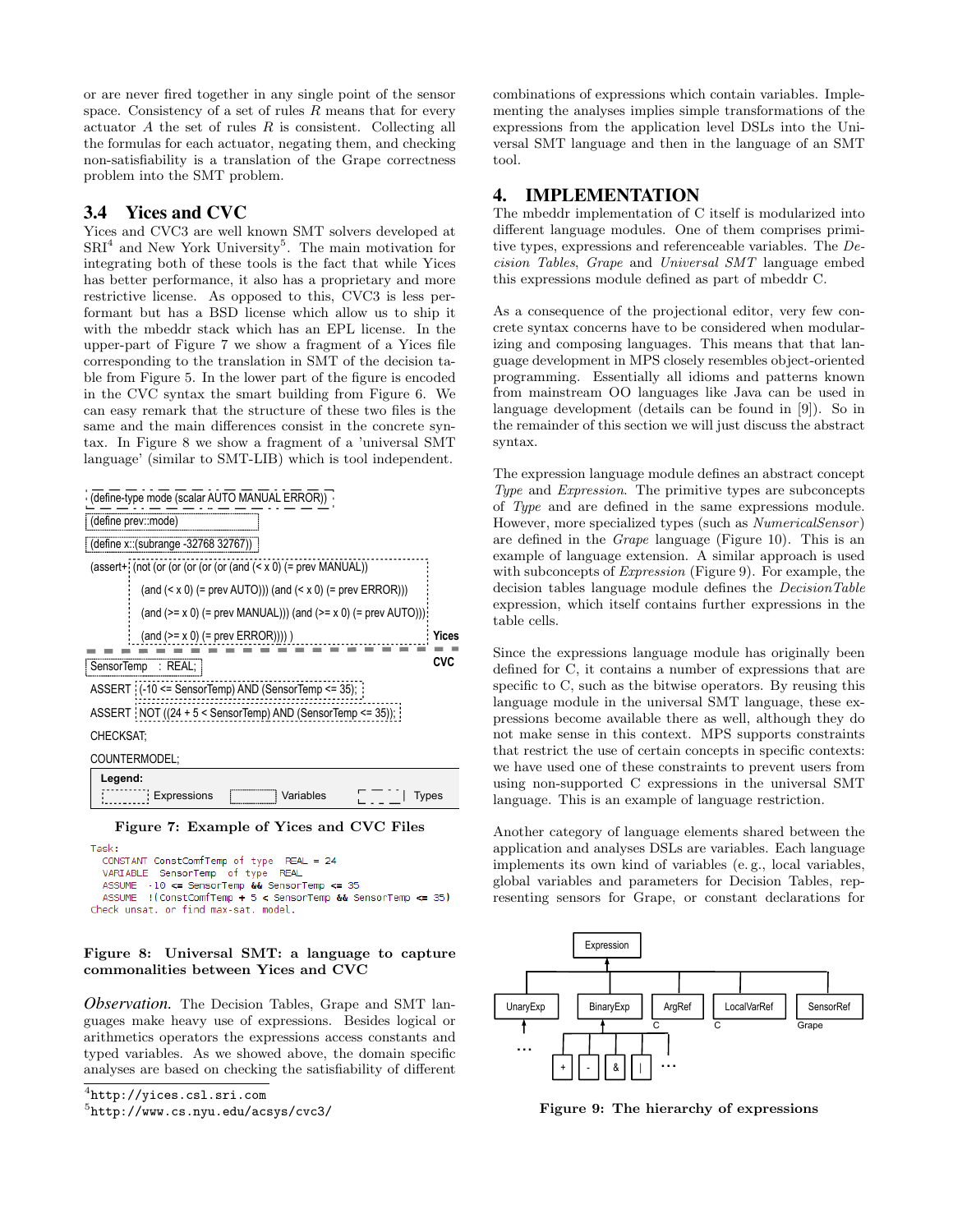or are never fired together in any single point of the sensor space. Consistency of a set of rules $R$ means that for every actuator $A$ the set of rules $R$ is consistent. Collecting all the formulas for each actuator, negating them, and checking non-satisfiability is a translation of the Grape correctness problem into the SMT problem.

### 3.4 Yices and CVC

Yices and CVC3 are well known SMT solvers developed at SRI[4] and New York University[5]. The main motivation for integrating both of these tools is the fact that while Yices has better performance, it also has a proprietary and more restrictive license. As opposed to this, CVC3 is less performant but has a BSD license which allow us to ship it with the mbeddr stack which has an EPL license. In the upper-part of Figure 7 we show a fragment of a Yices file corresponding to the translation in SMT of the decision table from Figure 5. In the lower part of the figure is encoded in the CVC syntax the smart building from Figure 6. We can easy remark that the structure of these two files is the same and the main differences consist in the concrete syntax. In Figure 8 we show a fragment of a 'universal SMT language' (similar to SMT-LIB) which is tool independent.

```
(define-type mode (scalar AUTO MANUAL ERROR))
(define prev::mode)
(define x::(subrange -32768 32767))
(assert+ (not (or (or (or (or (and (< x 0) (= prev MANUAL))
         (and (< x 0) (= prev AUTO))) (and (< x 0) (= prev ERROR)))
         (and (>= x 0) (= prev MANUAL))) (and (>= x 0) (= prev AUTO)))
         (and (>= x 0) (= prev ERROR)))) )                          Yices
---------------------------------------------------------------------
SensorTemp   : REAL;                                                CVC
ASSERT (-10 <= SensorTemp) AND (SensorTemp <= 35);
ASSERT NOT ((24 + 5 < SensorTemp) AND (SensorTemp <= 35));
CHECKSAT;
COUNTERMODEL;

Legend: Expressions | Variables | Types
```

**Figure 7: Example of Yices and CVC Files**

```
Task:
  CONSTANT ConstComfTemp of type  REAL = 24
  VARIABLE  SensorTemp  of type  REAL
  ASSUME  -10 <= SensorTemp && SensorTemp <= 35
  ASSUME  !(ConstComfTemp + 5 < SensorTemp && SensorTemp <= 35)
Check unsat. or find max-sat. model.
```

**Figure 8: Universal SMT: a language to capture commonalities between Yices and CVC**

*Observation.* The Decision Tables, Grape and SMT languages make heavy use of expressions. Besides logical or arithmetics operators the expressions access constants and typed variables. As we showed above, the domain specific analyses are based on checking the satisfiability of different combinations of expressions which contain variables. Implementing the analyses implies simple transformations of the expressions from the application level DSLs into the Universal SMT language and then in the language of an SMT tool.

## 4. IMPLEMENTATION

The mbeddr implementation of C itself is modularized into different language modules. One of them comprises primitive types, expressions and referenceable variables. The *Decision Tables*, *Grape* and *Universal SMT* language embed this expressions module defined as part of mbeddr C.

As a consequence of the projectional editor, very few concrete syntax concerns have to be considered when modularizing and composing languages. This means that that language development in MPS closely resembles object-oriented programming. Essentially all idioms and patterns known from mainstream OO languages like Java can be used in language development (details can be found in [9]). So in the remainder of this section we will just discuss the abstract syntax.

The expression language module defines an abstract concept *Type* and *Expression*. The primitive types are subconcepts of *Type* and are defined in the same expressions module. However, more specialized types (such as *NumericalSensor*) are defined in the *Grape* language (Figure 10). This is an example of language extension. A similar approach is used with subconcepts of *Expression* (Figure 9). For example, the decision tables language module defines the *DecisionTable* expression, which itself contains further expressions in the table cells.

Since the expressions language module has originally been defined for C, it contains a number of expressions that are specific to C, such as the bitwise operators. By reusing this language module in the universal SMT language, these expressions become available there as well, although they do not make sense in this context. MPS supports constraints that restrict the use of certain concepts in specific contexts: we have used one of these constraints to prevent users from using non-supported C expressions in the universal SMT language. This is an example of language restriction.

Another category of language elements shared between the application and analyses DSLs are variables. Each language implements its own kind of variables (e. g., local variables, global variables and parameters for Decision Tables, representing sensors for Grape, or constant declarations for

```
                         Expression
                             |
   +-----------+-------------+---------+-------------+------------+
UnaryExp   BinaryExp      ArgRef    LocalVarRef   SensorRef
   |           |             C           C           Grape
  ...   +---+---+---+---...
        +   -   &   |
```

**Figure 9: The hierarchy of expressions**

[4] http://yices.csl.sri.com

[5] http://www.cs.nyu.edu/acsys/cvc3/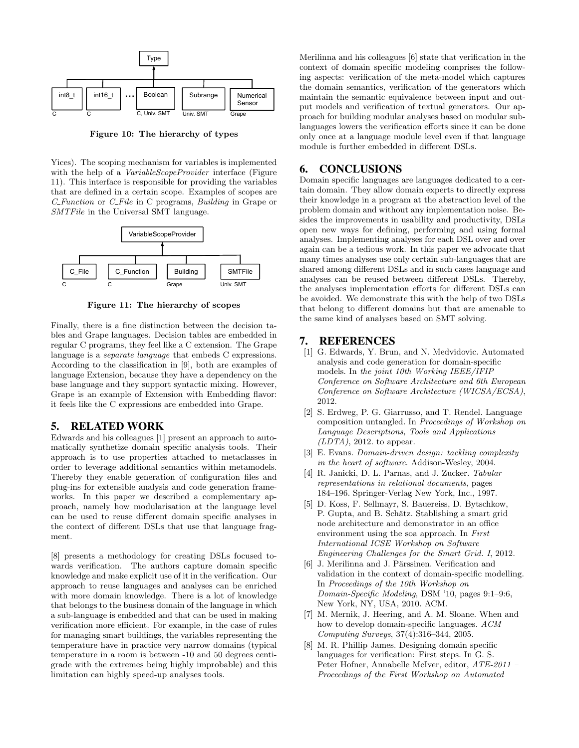Figure 10: The hierarchy of types

Yices). The scoping mechanism for variables is implemented with the help of a *VariableScopeProvider* interface (Figure 11). This interface is responsible for providing the variables that are defined in a certain scope. Examples of scopes are *C_Function* or *C_File* in C programs, *Building* in Grape or *SMTFile* in the Universal SMT language.

Figure 11: The hierarchy of scopes

Finally, there is a fine distinction between the decision tables and Grape languages. Decision tables are embedded in regular C programs, they feel like a C extension. The Grape language is a *separate language* that embeds C expressions. According to the classification in [9], both are examples of language Extension, because they have a dependency on the base language and they support syntactic mixing. However, Grape is an example of Extension with Embedding flavor: it feels like the C expressions are embedded into Grape.

## 5. RELATED WORK

Edwards and his colleagues [1] present an approach to automatically synthetize domain specific analysis tools. Their approach is to use properties attached to metaclasses in order to leverage additional semantics within metamodels. Thereby they enable generation of configuration files and plug-ins for extensible analysis and code generation frameworks. In this paper we described a complementary approach, namely how modularisation at the language level can be used to reuse different domain specific analyses in the context of different DSLs that use that language fragment.

[8] presents a methodology for creating DSLs focused towards verification. The authors capture domain specific knowledge and make explicit use of it in the verification. Our approach to reuse languages and analyses can be enriched with more domain knowledge. There is a lot of knowledge that belongs to the business domain of the language in which a sub-language is embedded and that can be used in making verification more efficient. For example, in the case of rules for managing smart buildings, the variables representing the temperature have in practice very narrow domains (typical temperature in a room is between -10 and 50 degrees centigrade with the extremes being highly improbable) and this limitation can highly speed-up analyses tools.

Merilinna and his colleagues [6] state that verification in the context of domain specific modeling comprises the following aspects: verification of the meta-model which captures the domain semantics, verification of the generators which maintain the semantic equivalence between input and output models and verification of textual generators. Our approach for building modular analyses based on modular sub-languages lowers the verification efforts since it can be done only once at a language module level even if that language module is further embedded in different DSLs.

## 6. CONCLUSIONS

Domain specific languages are languages dedicated to a certain domain. They allow domain experts to directly express their knowledge in a program at the abstraction level of the problem domain and without any implementation noise. Besides the improvements in usability and productivity, DSLs open new ways for defining, performing and using formal analyses. Implementing analyses for each DSL over and over again can be a tedious work. In this paper we advocate that many times analyses use only certain sub-languages that are shared among different DSLs and in such cases language and analyses can be reused between different DSLs. Thereby, the analyses implementation efforts for different DSLs can be avoided. We demonstrate this with the help of two DSLs that belong to different domains but that are amenable to the same kind of analyses based on SMT solving.

## 7. REFERENCES

[1] G. Edwards, Y. Brun, and N. Medvidovic. Automated analysis and code generation for domain-specific models. In *the joint 10th Working IEEE/IFIP Conference on Software Architecture and 6th European Conference on Software Architecture (WICSA/ECSA)*, 2012.

[2] S. Erdweg, P. G. Giarrusso, and T. Rendel. Language composition untangled. In *Proceedings of Workshop on Language Descriptions, Tools and Applications (LDTA)*, 2012. to appear.

[3] E. Evans. *Domain-driven design: tackling complexity in the heart of software*. Addison-Wesley, 2004.

[4] R. Janicki, D. L. Parnas, and J. Zucker. *Tabular representations in relational documents*, pages 184–196. Springer-Verlag New York, Inc., 1997.

[5] D. Koss, F. Sellmayr, S. Bauereiss, D. Bytschkow, P. Gupta, and B. Schätz. Stablishing a smart grid node architecture and demonstrator in an office environment using the soa approach. In *First International ICSE Workshop on Software Engineering Challenges for the Smart Grid. I*, 2012.

[6] J. Merilinna and J. Pärssinen. Verification and validation in the context of domain-specific modelling. In *Proceedings of the 10th Workshop on Domain-Specific Modeling*, DSM '10, pages 9:1–9:6, New York, NY, USA, 2010. ACM.

[7] M. Mernik, J. Heering, and A. M. Sloane. When and how to develop domain-specific languages. *ACM Computing Surveys*, 37(4):316–344, 2005.

[8] M. R. Phillip James. Designing domain specific languages for verification: First steps. In G. S. Peter Hofner, Annabelle McIver, editor, *ATE-2011 – Proceedings of the First Workshop on Automated*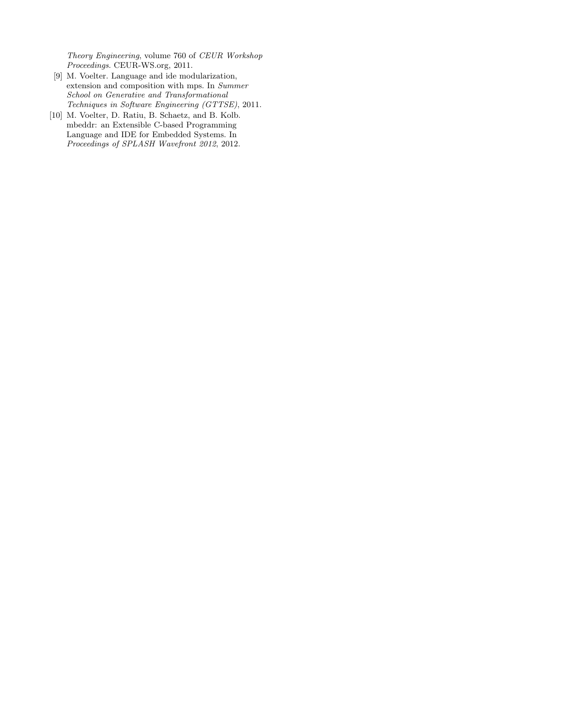*Theory Engineering*, volume 760 of *CEUR Workshop Proceedings*. CEUR-WS.org, 2011.

[9] M. Voelter. Language and ide modularization, extension and composition with mps. In *Summer School on Generative and Transformational Techniques in Software Engineering (GTTSE)*, 2011.

[10] M. Voelter, D. Ratiu, B. Schaetz, and B. Kolb. mbeddr: an Extensible C-based Programming Language and IDE for Embedded Systems. In *Proceedings of SPLASH Wavefront 2012*, 2012.